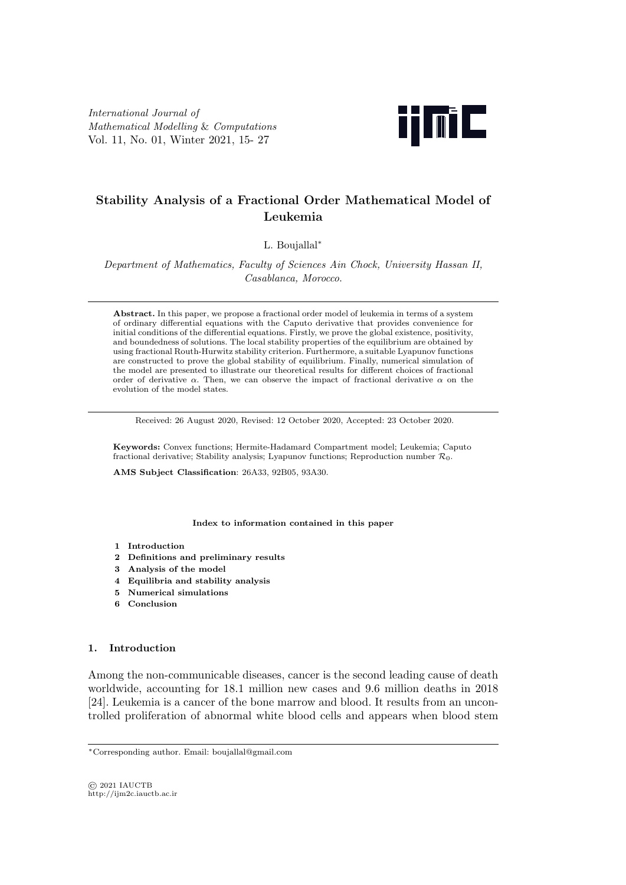*International Journal of Mathematical Modelling & Computations*
Vol. 11, No. 01, Winter 2021, 15- 27

# Stability Analysis of a Fractional Order Mathematical Model of Leukemia

L. Boujallal*

*Department of Mathematics, Faculty of Sciences Ain Chock, University Hassan II, Casablanca, Morocco.*

---

**Abstract.** In this paper, we propose a fractional order model of leukemia in terms of a system of ordinary differential equations with the Caputo derivative that provides convenience for initial conditions of the differential equations. Firstly, we prove the global existence, positivity, and boundedness of solutions. The local stability properties of the equilibrium are obtained by using fractional Routh-Hurwitz stability criterion. Furthermore, a suitable Lyapunov functions are constructed to prove the global stability of equilibrium. Finally, numerical simulation of the model are presented to illustrate our theoretical results for different choices of fractional order of derivative $\alpha$. Then, we can observe the impact of fractional derivative $\alpha$ on the evolution of the model states.

---

Received: 26 August 2020, Revised: 12 October 2020, Accepted: 23 October 2020.

**Keywords:** Convex functions; Hermite-Hadamard Compartment model; Leukemia; Caputo fractional derivative; Stability analysis; Lyapunov functions; Reproduction number $\mathcal{R}_0$.

**AMS Subject Classification**: 26A33, 92B05, 93A30.

**Index to information contained in this paper**

1. **Introduction**
2. **Definitions and preliminary results**
3. **Analysis of the model**
4. **Equilibria and stability analysis**
5. **Numerical simulations**
6. **Conclusion**

## 1. Introduction

Among the non-communicable diseases, cancer is the second leading cause of death worldwide, accounting for 18.1 million new cases and 9.6 million deaths in 2018 [24]. Leukemia is a cancer of the bone marrow and blood. It results from an uncontrolled proliferation of abnormal white blood cells and appears when blood stem

---

*Corresponding author. Email: boujallal@gmail.com

© 2021 IAUCTB
http://ijm2c.iauctb.ac.ir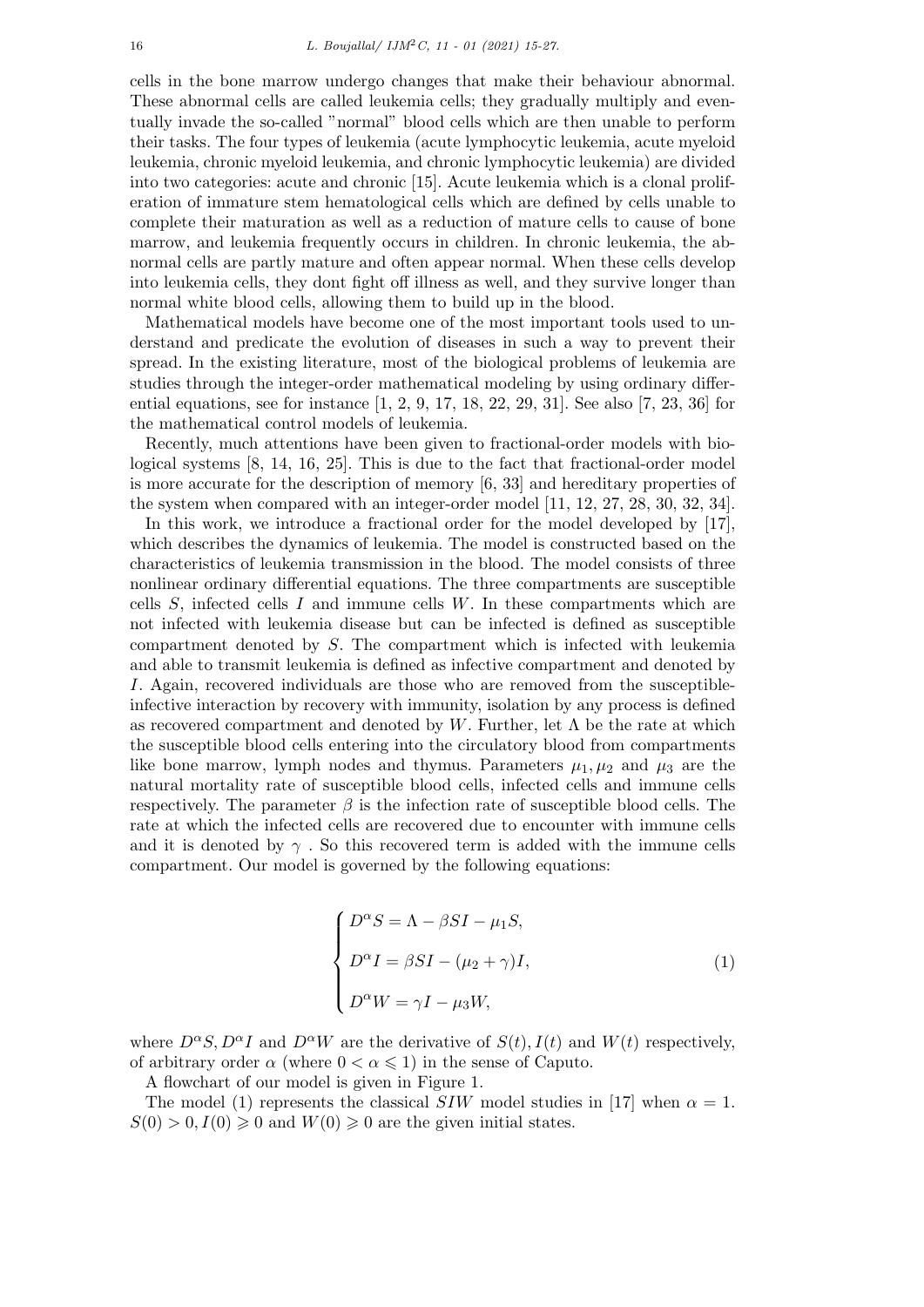cells in the bone marrow undergo changes that make their behaviour abnormal. These abnormal cells are called leukemia cells; they gradually multiply and eventually invade the so-called "normal" blood cells which are then unable to perform their tasks. The four types of leukemia (acute lymphocytic leukemia, acute myeloid leukemia, chronic myeloid leukemia, and chronic lymphocytic leukemia) are divided into two categories: acute and chronic [15]. Acute leukemia which is a clonal proliferation of immature stem hematological cells which are defined by cells unable to complete their maturation as well as a reduction of mature cells to cause of bone marrow, and leukemia frequently occurs in children. In chronic leukemia, the abnormal cells are partly mature and often appear normal. When these cells develop into leukemia cells, they dont fight off illness as well, and they survive longer than normal white blood cells, allowing them to build up in the blood.

Mathematical models have become one of the most important tools used to understand and predicate the evolution of diseases in such a way to prevent their spread. In the existing literature, most of the biological problems of leukemia are studies through the integer-order mathematical modeling by using ordinary differential equations, see for instance [1, 2, 9, 17, 18, 22, 29, 31]. See also [7, 23, 36] for the mathematical control models of leukemia.

Recently, much attentions have been given to fractional-order models with biological systems [8, 14, 16, 25]. This is due to the fact that fractional-order model is more accurate for the description of memory [6, 33] and hereditary properties of the system when compared with an integer-order model [11, 12, 27, 28, 30, 32, 34].

In this work, we introduce a fractional order for the model developed by [17], which describes the dynamics of leukemia. The model is constructed based on the characteristics of leukemia transmission in the blood. The model consists of three nonlinear ordinary differential equations. The three compartments are susceptible cells $S$, infected cells $I$ and immune cells $W$. In these compartments which are not infected with leukemia disease but can be infected is defined as susceptible compartment denoted by $S$. The compartment which is infected with leukemia and able to transmit leukemia is defined as infective compartment and denoted by $I$. Again, recovered individuals are those who are removed from the susceptible-infective interaction by recovery with immunity, isolation by any process is defined as recovered compartment and denoted by $W$. Further, let $\Lambda$ be the rate at which the susceptible blood cells entering into the circulatory blood from compartments like bone marrow, lymph nodes and thymus. Parameters $\mu_1, \mu_2$ and $\mu_3$ are the natural mortality rate of susceptible blood cells, infected cells and immune cells respectively. The parameter $\beta$ is the infection rate of susceptible blood cells. The rate at which the infected cells are recovered due to encounter with immune cells and it is denoted by $\gamma$ . So this recovered term is added with the immune cells compartment. Our model is governed by the following equations:

$$
\begin{cases}
D^{\alpha} S = \Lambda - \beta S I - \mu_1 S, \\
D^{\alpha} I = \beta S I - (\mu_2 + \gamma) I, \\
D^{\alpha} W = \gamma I - \mu_3 W,
\end{cases}
\tag{1}
$$

where $D^{\alpha}S, D^{\alpha}I$ and $D^{\alpha}W$ are the derivative of $S(t), I(t)$ and $W(t)$ respectively, of arbitrary order $\alpha$ (where $0 < \alpha \leqslant 1$) in the sense of Caputo.

A flowchart of our model is given in Figure 1.

The model (1) represents the classical $SIW$ model studies in [17] when $\alpha = 1$. $S(0) > 0, I(0) \geqslant 0$ and $W(0) \geqslant 0$ are the given initial states.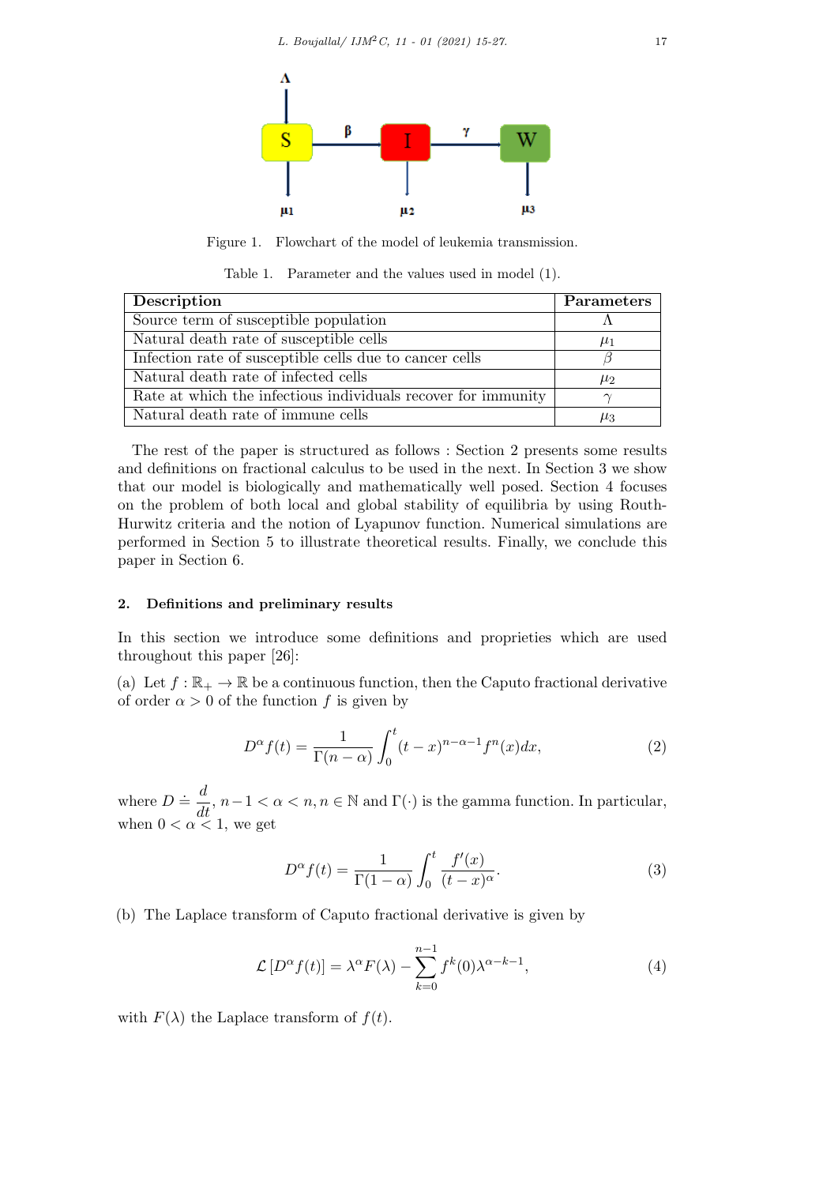Figure 1. Flowchart of the model of leukemia transmission.

Table 1. Parameter and the values used in model (1).

| Description | Parameters |
|---|---|
| Source term of susceptible population | $\Lambda$ |
| Natural death rate of susceptible cells | $\mu_1$ |
| Infection rate of susceptible cells due to cancer cells | $\beta$ |
| Natural death rate of infected cells | $\mu_2$ |
| Rate at which the infectious individuals recover for immunity | $\gamma$ |
| Natural death rate of immune cells | $\mu_3$ |

The rest of the paper is structured as follows : Section 2 presents some results and definitions on fractional calculus to be used in the next. In Section 3 we show that our model is biologically and mathematically well posed. Section 4 focuses on the problem of both local and global stability of equilibria by using Routh-Hurwitz criteria and the notion of Lyapunov function. Numerical simulations are performed in Section 5 to illustrate theoretical results. Finally, we conclude this paper in Section 6.

## 2. Definitions and preliminary results

In this section we introduce some definitions and proprieties which are used throughout this paper [26]:

(a) Let $f : \mathbb{R}_+ \to \mathbb{R}$ be a continuous function, then the Caputo fractional derivative of order $\alpha > 0$ of the function $f$ is given by

$$D^\alpha f(t) = \frac{1}{\Gamma(n-\alpha)} \int_0^t (t-x)^{n-\alpha-1} f^n(x)dx, \tag{2}$$

where $D \doteq \dfrac{d}{dt}$, $n-1 < \alpha < n, n \in \mathbb{N}$ and $\Gamma(\cdot)$ is the gamma function. In particular, when $0 < \alpha < 1$, we get

$$D^\alpha f(t) = \frac{1}{\Gamma(1-\alpha)} \int_0^t \frac{f'(x)}{(t-x)^\alpha}. \tag{3}$$

(b) The Laplace transform of Caputo fractional derivative is given by

$$\mathcal{L}\left[D^\alpha f(t)\right] = \lambda^\alpha F(\lambda) - \sum_{k=0}^{n-1} f^k(0)\lambda^{\alpha-k-1}, \tag{4}$$

with $F(\lambda)$ the Laplace transform of $f(t)$.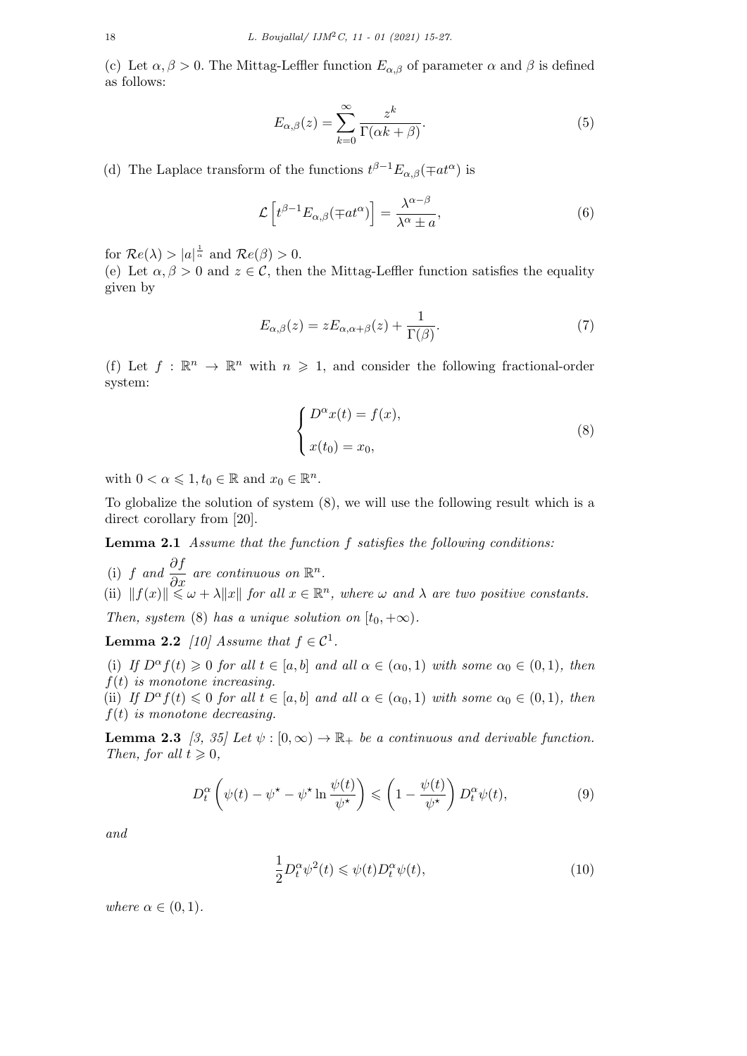(c) Let $\alpha, \beta > 0$. The Mittag-Leffler function $E_{\alpha,\beta}$ of parameter $\alpha$ and $\beta$ is defined as follows:

$$E_{\alpha,\beta}(z) = \sum_{k=0}^{\infty} \frac{z^k}{\Gamma(\alpha k + \beta)}. \tag{5}$$

(d) The Laplace transform of the functions $t^{\beta-1}E_{\alpha,\beta}(\mp a t^{\alpha})$ is

$$\mathcal{L}\left[t^{\beta-1}E_{\alpha,\beta}(\mp a t^{\alpha})\right] = \frac{\lambda^{\alpha-\beta}}{\lambda^{\alpha} \pm a}, \tag{6}$$

for $\mathcal{R}e(\lambda) > |a|^{\frac{1}{\alpha}}$ and $\mathcal{R}e(\beta) > 0$.

(e) Let $\alpha, \beta > 0$ and $z \in \mathcal{C}$, then the Mittag-Leffler function satisfies the equality given by

$$E_{\alpha,\beta}(z) = z E_{\alpha,\alpha+\beta}(z) + \frac{1}{\Gamma(\beta)}. \tag{7}$$

(f) Let $f : \mathbb{R}^n \to \mathbb{R}^n$ with $n \geqslant 1$, and consider the following fractional-order system:

$$\begin{cases} D^{\alpha}x(t) = f(x), \\ x(t_0) = x_0, \end{cases} \tag{8}$$

with $0 < \alpha \leqslant 1, t_0 \in \mathbb{R}$ and $x_0 \in \mathbb{R}^n$.

To globalize the solution of system (8), we will use the following result which is a direct corollary from [20].

**Lemma 2.1** *Assume that the function $f$ satisfies the following conditions:*

(i) *$f$ and $\dfrac{\partial f}{\partial x}$ are continuous on $\mathbb{R}^n$.*

(ii) *$\|f(x)\| \leqslant \omega + \lambda\|x\|$ for all $x \in \mathbb{R}^n$, where $\omega$ and $\lambda$ are two positive constants.*

*Then, system (8) has a unique solution on $[t_0, +\infty)$.*

**Lemma 2.2** *[10] Assume that $f \in \mathcal{C}^1$.*

(i) *If $D^{\alpha}f(t) \geqslant 0$ for all $t \in [a, b]$ and all $\alpha \in (\alpha_0, 1)$ with some $\alpha_0 \in (0, 1)$, then $f(t)$ is monotone increasing.*

(ii) *If $D^{\alpha}f(t) \leqslant 0$ for all $t \in [a, b]$ and all $\alpha \in (\alpha_0, 1)$ with some $\alpha_0 \in (0, 1)$, then $f(t)$ is monotone decreasing.*

**Lemma 2.3** *[3, 35] Let $\psi : [0, \infty) \to \mathbb{R}_+$ be a continuous and derivable function. Then, for all $t \geqslant 0$,*

$$D_t^{\alpha}\left(\psi(t) - \psi^{\star} - \psi^{\star}\ln\frac{\psi(t)}{\psi^{\star}}\right) \leqslant \left(1 - \frac{\psi(t)}{\psi^{\star}}\right) D_t^{\alpha}\psi(t), \tag{9}$$

*and*

$$\frac{1}{2}D_t^{\alpha}\psi^2(t) \leqslant \psi(t) D_t^{\alpha}\psi(t), \tag{10}$$

*where $\alpha \in (0, 1)$.*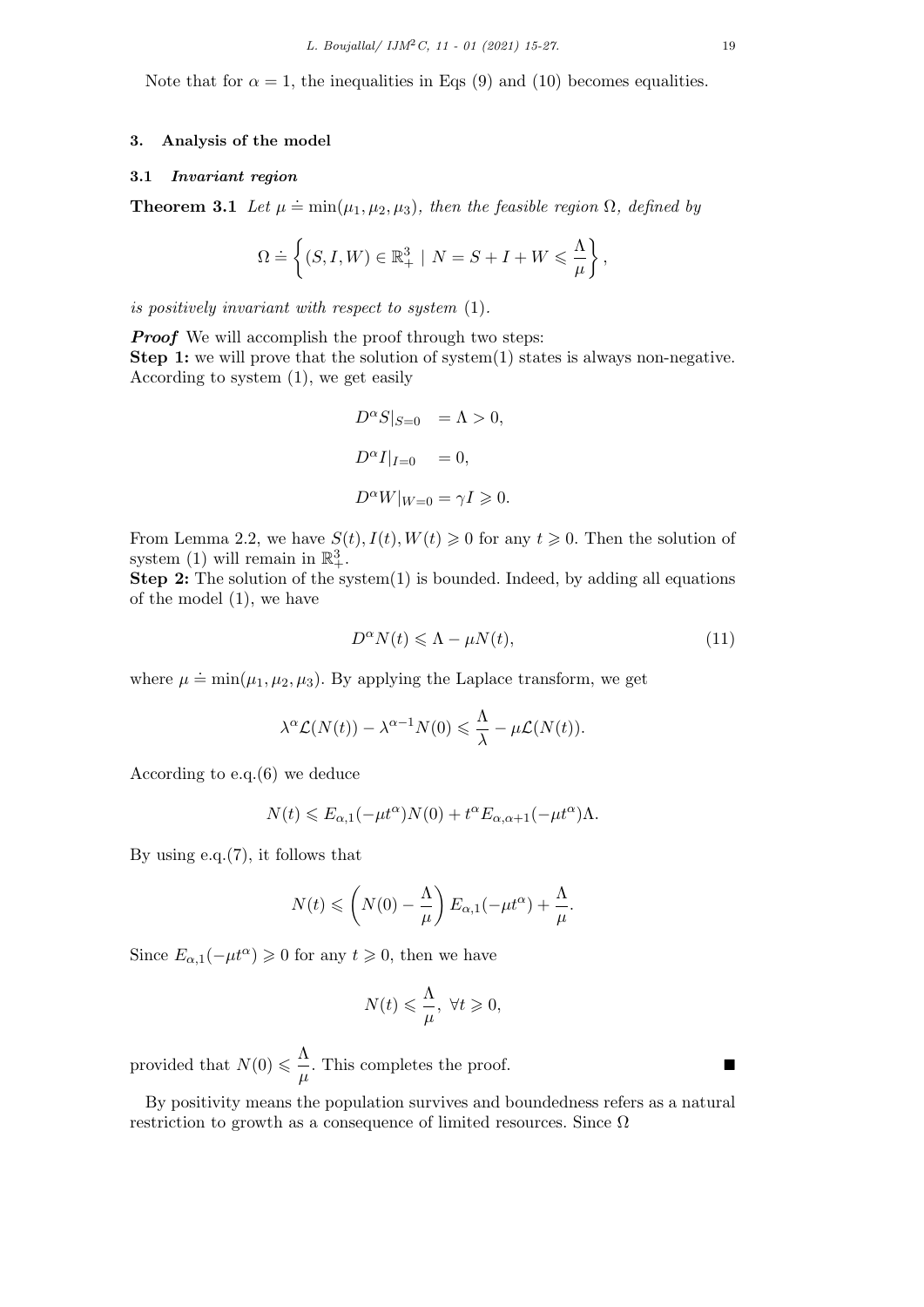Note that for $\alpha = 1$, the inequalities in Eqs (9) and (10) becomes equalities.

## 3. Analysis of the model

### 3.1 *Invariant region*

**Theorem 3.1** *Let $\mu \doteq \min(\mu_1, \mu_2, \mu_3)$, then the feasible region $\Omega$, defined by*

$$\Omega \doteq \left\{ (S, I, W) \in \mathbb{R}_+^3 \mid N = S + I + W \leqslant \frac{\Lambda}{\mu} \right\},$$

*is positively invariant with respect to system* (1).

***Proof*** We will accomplish the proof through two steps:
**Step 1:** we will prove that the solution of system(1) states is always non-negative. According to system (1), we get easily

$$\begin{aligned}
D^\alpha S|_{S=0} &= \Lambda > 0, \\
D^\alpha I|_{I=0} &= 0, \\
D^\alpha W|_{W=0} &= \gamma I \geqslant 0.
\end{aligned}$$

From Lemma 2.2, we have $S(t), I(t), W(t) \geqslant 0$ for any $t \geqslant 0$. Then the solution of system (1) will remain in $\mathbb{R}_+^3$.
**Step 2:** The solution of the system(1) is bounded. Indeed, by adding all equations of the model (1), we have

$$D^\alpha N(t) \leqslant \Lambda - \mu N(t), \tag{11}$$

where $\mu \doteq \min(\mu_1, \mu_2, \mu_3)$. By applying the Laplace transform, we get

$$\lambda^\alpha \mathcal{L}(N(t)) - \lambda^{\alpha-1} N(0) \leqslant \frac{\Lambda}{\lambda} - \mu \mathcal{L}(N(t)).$$

According to e.q.(6) we deduce

$$N(t) \leqslant E_{\alpha,1}(-\mu t^\alpha) N(0) + t^\alpha E_{\alpha,\alpha+1}(-\mu t^\alpha) \Lambda.$$

By using e.q.(7), it follows that

$$N(t) \leqslant \left( N(0) - \frac{\Lambda}{\mu} \right) E_{\alpha,1}(-\mu t^\alpha) + \frac{\Lambda}{\mu}.$$

Since $E_{\alpha,1}(-\mu t^\alpha) \geqslant 0$ for any $t \geqslant 0$, then we have

$$N(t) \leqslant \frac{\Lambda}{\mu}, \ \forall t \geqslant 0,$$

provided that $N(0) \leqslant \dfrac{\Lambda}{\mu}$. This completes the proof. ■

By positivity means the population survives and boundedness refers as a natural restriction to growth as a consequence of limited resources. Since $\Omega$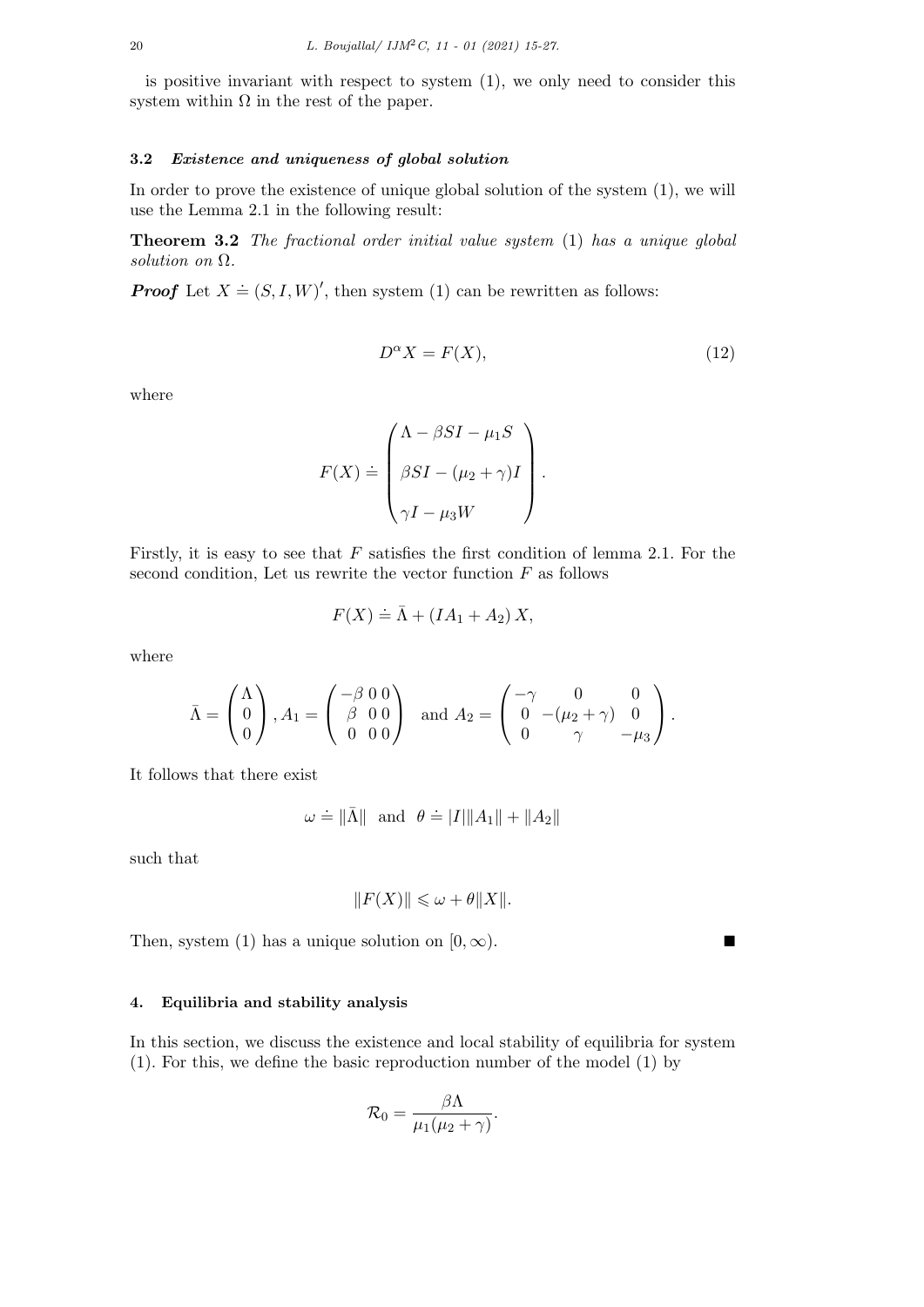is positive invariant with respect to system (1), we only need to consider this system within $\Omega$ in the rest of the paper.

### 3.2 *Existence and uniqueness of global solution*

In order to prove the existence of unique global solution of the system (1), we will use the Lemma 2.1 in the following result:

**Theorem 3.2** *The fractional order initial value system* (1) *has a unique global solution on* $\Omega$.

***Proof*** Let $X \doteq (S, I, W)'$, then system (1) can be rewritten as follows:

$$D^{\alpha}X = F(X), \tag{12}$$

where

$$F(X) \doteq \begin{pmatrix} \Lambda - \beta SI - \mu_1 S \\ \\ \beta SI - (\mu_2 + \gamma)I \\ \\ \gamma I - \mu_3 W \end{pmatrix}.$$

Firstly, it is easy to see that $F$ satisfies the first condition of lemma 2.1. For the second condition, Let us rewrite the vector function $F$ as follows

$$F(X) \doteq \bar{\Lambda} + (IA_1 + A_2)\, X,$$

where

$$\bar{\Lambda} = \begin{pmatrix} \Lambda \\ 0 \\ 0 \end{pmatrix}, A_1 = \begin{pmatrix} -\beta & 0 & 0 \\ \beta & 0 & 0 \\ 0 & 0 & 0 \end{pmatrix} \text{ and } A_2 = \begin{pmatrix} -\gamma & 0 & 0 \\ 0 & -(\mu_2 + \gamma) & 0 \\ 0 & \gamma & -\mu_3 \end{pmatrix}.$$

It follows that there exist

$$\omega \doteq \|\bar{\Lambda}\| \text{ and } \theta \doteq |I|\|A_1\| + \|A_2\|$$

such that

$$\|F(X)\| \leqslant \omega + \theta\|X\|.$$

Then, system (1) has a unique solution on $[0, \infty)$. ■

## 4. Equilibria and stability analysis

In this section, we discuss the existence and local stability of equilibria for system (1). For this, we define the basic reproduction number of the model (1) by

$$\mathcal{R}_0 = \frac{\beta\Lambda}{\mu_1(\mu_2 + \gamma)}.$$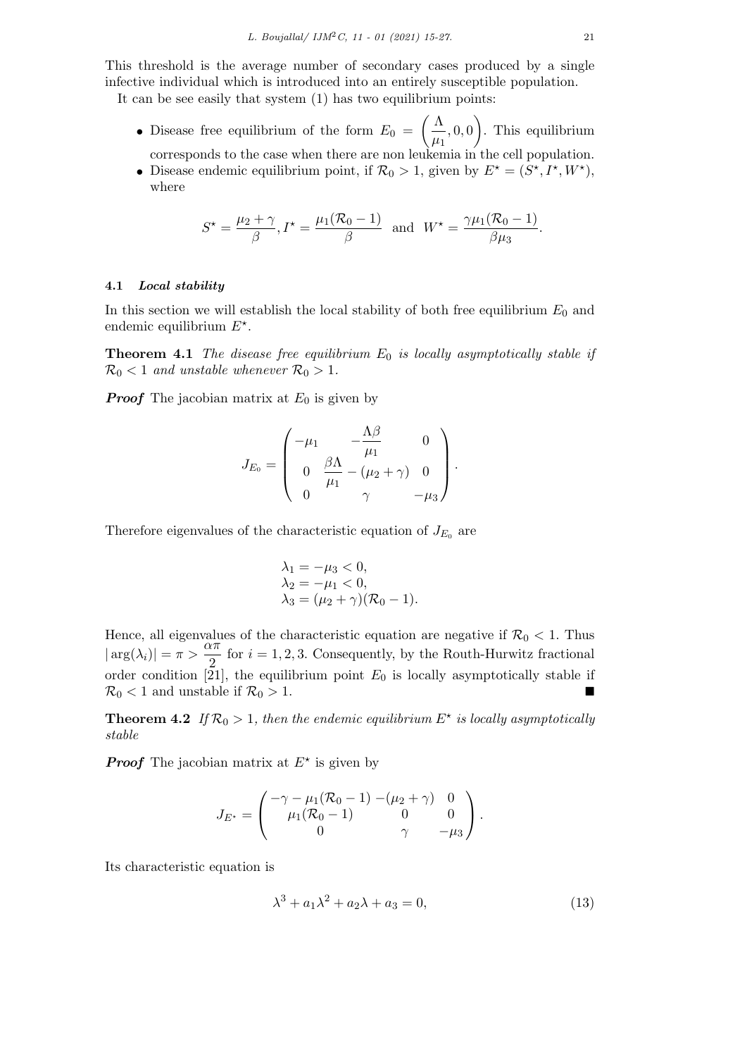This threshold is the average number of secondary cases produced by a single infective individual which is introduced into an entirely susceptible population.

It can be see easily that system (1) has two equilibrium points:

- Disease free equilibrium of the form $E_0 = \left(\dfrac{\Lambda}{\mu_1}, 0, 0\right)$. This equilibrium corresponds to the case when there are non leukemia in the cell population.
- Disease endemic equilibrium point, if $\mathcal{R}_0 > 1$, given by $E^\star = (S^\star, I^\star, W^\star)$, where

$$S^\star = \frac{\mu_2 + \gamma}{\beta}, I^\star = \frac{\mu_1(\mathcal{R}_0 - 1)}{\beta} \text{ and } W^\star = \frac{\gamma\mu_1(\mathcal{R}_0 - 1)}{\beta\mu_3}.$$

### 4.1 *Local stability*

In this section we will establish the local stability of both free equilibrium $E_0$ and endemic equilibrium $E^\star$.

**Theorem 4.1** *The disease free equilibrium $E_0$ is locally asymptotically stable if $\mathcal{R}_0 < 1$ and unstable whenever $\mathcal{R}_0 > 1$.*

***Proof*** The jacobian matrix at $E_0$ is given by

$$J_{E_0} = \begin{pmatrix} -\mu_1 & -\dfrac{\Lambda\beta}{\mu_1} & 0 \\ 0 & \dfrac{\beta\Lambda}{\mu_1} - (\mu_2 + \gamma) & 0 \\ 0 & \gamma & -\mu_3 \end{pmatrix}.$$

Therefore eigenvalues of the characteristic equation of $J_{E_0}$ are

$$\begin{aligned} &\lambda_1 = -\mu_3 < 0, \\ &\lambda_2 = -\mu_1 < 0, \\ &\lambda_3 = (\mu_2 + \gamma)(\mathcal{R}_0 - 1). \end{aligned}$$

Hence, all eigenvalues of the characteristic equation are negative if $\mathcal{R}_0 < 1$. Thus $|\arg(\lambda_i)| = \pi > \dfrac{\alpha\pi}{2}$ for $i = 1, 2, 3$. Consequently, by the Routh-Hurwitz fractional order condition [21], the equilibrium point $E_0$ is locally asymptotically stable if $\mathcal{R}_0 < 1$ and unstable if $\mathcal{R}_0 > 1$. ■

**Theorem 4.2** *If $\mathcal{R}_0 > 1$, then the endemic equilibrium $E^\star$ is locally asymptotically stable*

***Proof*** The jacobian matrix at $E^\star$ is given by

$$J_{E^\star} = \begin{pmatrix} -\gamma - \mu_1(\mathcal{R}_0 - 1) & -(\mu_2 + \gamma) & 0 \\ \mu_1(\mathcal{R}_0 - 1) & 0 & 0 \\ 0 & \gamma & -\mu_3 \end{pmatrix}.$$

Its characteristic equation is

$$\lambda^3 + a_1\lambda^2 + a_2\lambda + a_3 = 0, \tag{13}$$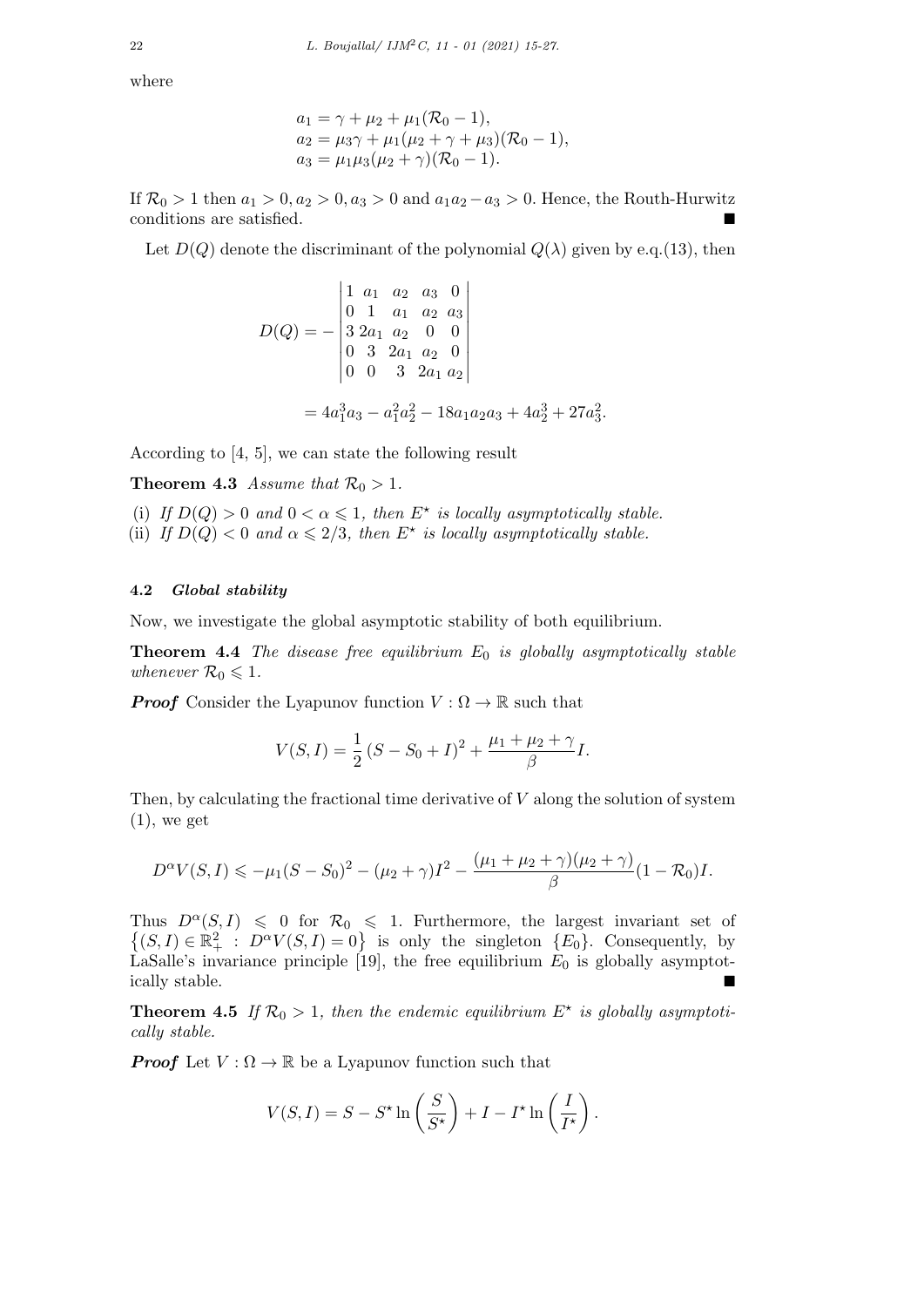where

$$
\begin{aligned}
a_1 &= \gamma + \mu_2 + \mu_1(\mathcal{R}_0 - 1), \\
a_2 &= \mu_3\gamma + \mu_1(\mu_2 + \gamma + \mu_3)(\mathcal{R}_0 - 1), \\
a_3 &= \mu_1\mu_3(\mu_2 + \gamma)(\mathcal{R}_0 - 1).
\end{aligned}
$$

If $\mathcal{R}_0 > 1$ then $a_1 > 0, a_2 > 0, a_3 > 0$ and $a_1 a_2 - a_3 > 0$. Hence, the Routh-Hurwitz conditions are satisfied. ∎

Let $D(Q)$ denote the discriminant of the polynomial $Q(\lambda)$ given by e.q.(13), then

$$
D(Q) = - \begin{vmatrix} 1 & a_1 & a_2 & a_3 & 0 \\ 0 & 1 & a_1 & a_2 & a_3 \\ 3 & 2a_1 & a_2 & 0 & 0 \\ 0 & 3 & 2a_1 & a_2 & 0 \\ 0 & 0 & 3 & 2a_1 & a_2 \end{vmatrix}
$$

$$
= 4a_1^3 a_3 - a_1^2 a_2^2 - 18 a_1 a_2 a_3 + 4a_2^3 + 27a_3^2.
$$

According to [4, 5], we can state the following result

**Theorem 4.3** *Assume that $\mathcal{R}_0 > 1$.*

(i) *If $D(Q) > 0$ and $0 < \alpha \leqslant 1$, then $E^\star$ is locally asymptotically stable.*
(ii) *If $D(Q) < 0$ and $\alpha \leqslant 2/3$, then $E^\star$ is locally asymptotically stable.*

### 4.2 *Global stability*

Now, we investigate the global asymptotic stability of both equilibrium.

**Theorem 4.4** *The disease free equilibrium $E_0$ is globally asymptotically stable whenever $\mathcal{R}_0 \leqslant 1$.*

***Proof*** Consider the Lyapunov function $V : \Omega \to \mathbb{R}$ such that

$$
V(S, I) = \frac{1}{2}(S - S_0 + I)^2 + \frac{\mu_1 + \mu_2 + \gamma}{\beta} I.
$$

Then, by calculating the fractional time derivative of $V$ along the solution of system (1), we get

$$
D^\alpha V(S, I) \leqslant -\mu_1(S - S_0)^2 - (\mu_2 + \gamma)I^2 - \frac{(\mu_1 + \mu_2 + \gamma)(\mu_2 + \gamma)}{\beta}(1 - \mathcal{R}_0)I.
$$

Thus $D^\alpha(S, I) \leqslant 0$ for $\mathcal{R}_0 \leqslant 1$. Furthermore, the largest invariant set of $\left\{(S, I) \in \mathbb{R}_+^2 \,:\, D^\alpha V(S, I) = 0\right\}$ is only the singleton $\{E_0\}$. Consequently, by LaSalle's invariance principle [19], the free equilibrium $E_0$ is globally asymptotically stable. ∎

**Theorem 4.5** *If $\mathcal{R}_0 > 1$, then the endemic equilibrium $E^\star$ is globally asymptotically stable.*

***Proof*** Let $V : \Omega \to \mathbb{R}$ be a Lyapunov function such that

$$
V(S, I) = S - S^\star \ln\left(\frac{S}{S^\star}\right) + I - I^\star \ln\left(\frac{I}{I^\star}\right).
$$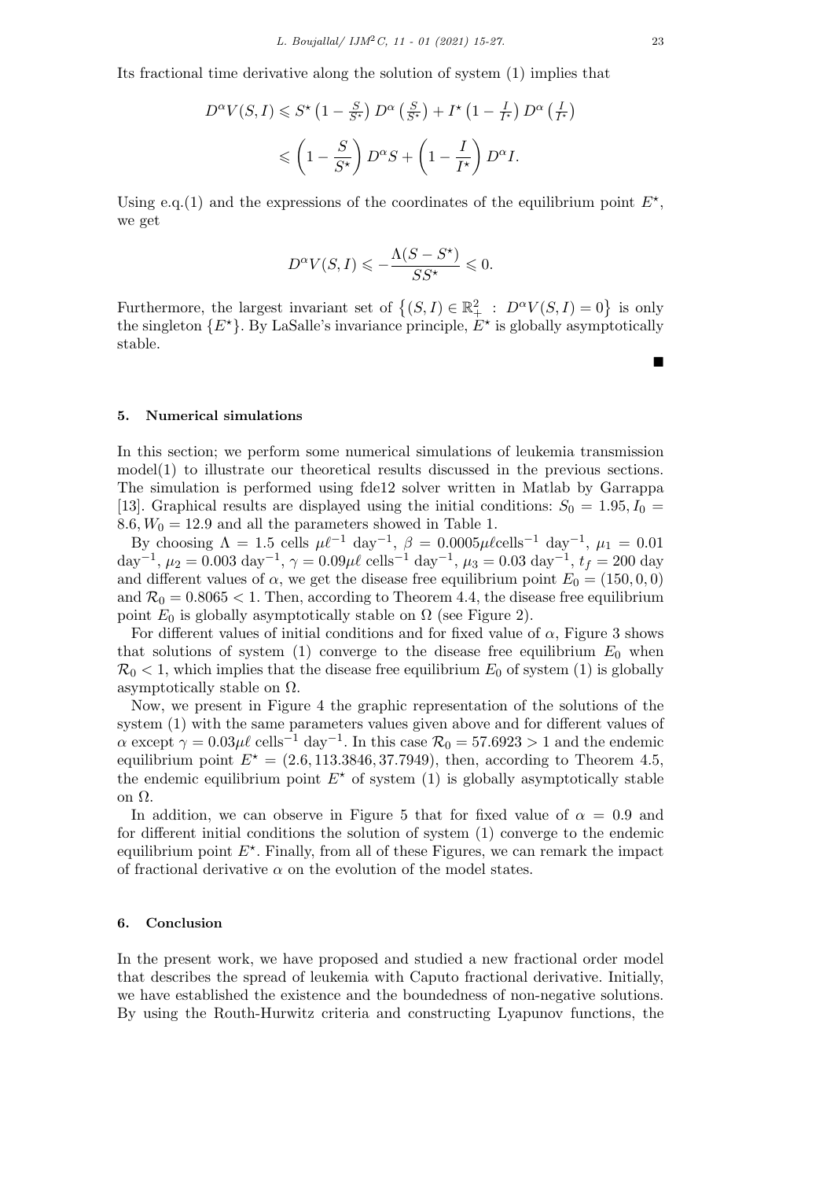Its fractional time derivative along the solution of system (1) implies that

$$D^{\alpha}V(S,I) \leqslant S^{\star}\left(1-\frac{S}{S^{\star}}\right)D^{\alpha}\left(\frac{S}{S^{\star}}\right)+I^{\star}\left(1-\frac{I}{I^{\star}}\right)D^{\alpha}\left(\frac{I}{I^{\star}}\right)$$

$$\leqslant \left(1-\frac{S}{S^{\star}}\right)D^{\alpha}S+\left(1-\frac{I}{I^{\star}}\right)D^{\alpha}I.$$

Using e.q.(1) and the expressions of the coordinates of the equilibrium point $E^{\star}$, we get

$$D^{\alpha}V(S,I) \leqslant -\frac{\Lambda(S-S^{\star})}{SS^{\star}} \leqslant 0.$$

Furthermore, the largest invariant set of $\left\{(S,I)\in\mathbb{R}_{+}^{2} \ : \ D^{\alpha}V(S,I)=0\right\}$ is only the singleton $\{E^{\star}\}$. By LaSalle's invariance principle, $E^{\star}$ is globally asymptotically stable.

■

## 5. Numerical simulations

In this section; we perform some numerical simulations of leukemia transmission model(1) to illustrate our theoretical results discussed in the previous sections. The simulation is performed using fde12 solver written in Matlab by Garrappa [13]. Graphical results are displayed using the initial conditions: $S_0 = 1.95, I_0 = 8.6, W_0 = 12.9$ and all the parameters showed in Table 1.

By choosing $\Lambda = 1.5$ cells $\mu\ell^{-1}$ day$^{-1}$, $\beta = 0.0005\mu\ell$cells$^{-1}$ day$^{-1}$, $\mu_1 = 0.01$ day$^{-1}$, $\mu_2 = 0.003$ day$^{-1}$, $\gamma = 0.09\mu\ell$ cells$^{-1}$ day$^{-1}$, $\mu_3 = 0.03$ day$^{-1}$, $t_f = 200$ day and different values of $\alpha$, we get the disease free equilibrium point $E_0 = (150, 0, 0)$ and $\mathcal{R}_0 = 0.8065 < 1$. Then, according to Theorem 4.4, the disease free equilibrium point $E_0$ is globally asymptotically stable on $\Omega$ (see Figure 2).

For different values of initial conditions and for fixed value of $\alpha$, Figure 3 shows that solutions of system (1) converge to the disease free equilibrium $E_0$ when $\mathcal{R}_0 < 1$, which implies that the disease free equilibrium $E_0$ of system (1) is globally asymptotically stable on $\Omega$.

Now, we present in Figure 4 the graphic representation of the solutions of the system (1) with the same parameters values given above and for different values of $\alpha$ except $\gamma = 0.03\mu\ell$ cells$^{-1}$ day$^{-1}$. In this case $\mathcal{R}_0 = 57.6923 > 1$ and the endemic equilibrium point $E^{\star} = (2.6, 113.3846, 37.7949)$, then, according to Theorem 4.5, the endemic equilibrium point $E^{\star}$ of system (1) is globally asymptotically stable on $\Omega$.

In addition, we can observe in Figure 5 that for fixed value of $\alpha = 0.9$ and for different initial conditions the solution of system (1) converge to the endemic equilibrium point $E^{\star}$. Finally, from all of these Figures, we can remark the impact of fractional derivative $\alpha$ on the evolution of the model states.

## 6. Conclusion

In the present work, we have proposed and studied a new fractional order model that describes the spread of leukemia with Caputo fractional derivative. Initially, we have established the existence and the boundedness of non-negative solutions. By using the Routh-Hurwitz criteria and constructing Lyapunov functions, the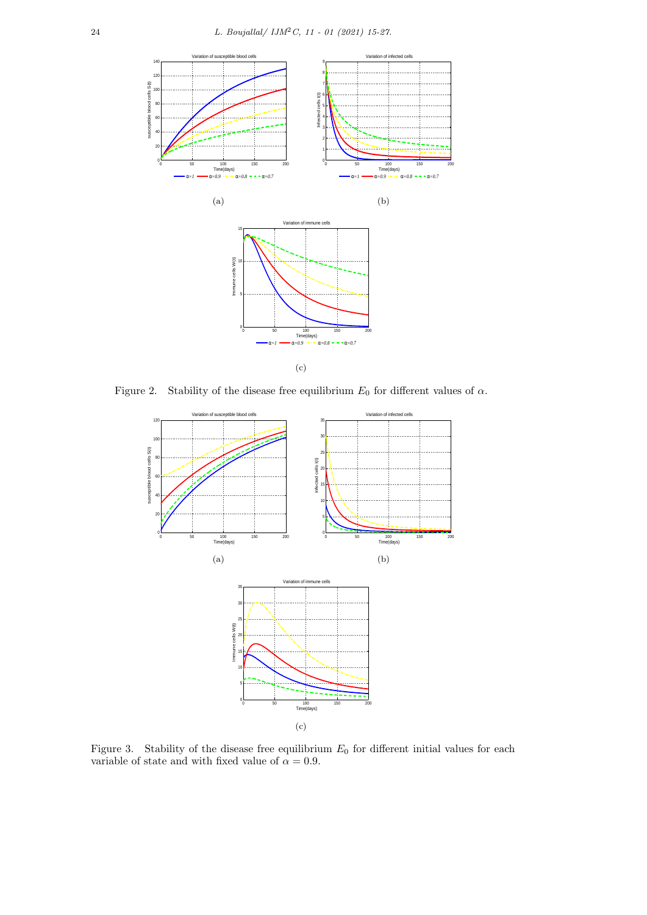Variation of susceptible blood cells

susceptible blood cells S(t)

140
120
100
80
60
40
20
0

0 50 100 150 200

Time(days)

α=1 α=0.9 α=0.8 α=0.7

(a)

Variation of infected cells

Infected cells I(t)

9
8
7
6
5
4
3
2
1
0

0 50 100 150 200

Time(days)

α=1 α=0.9 α=0.8 α=0.7

(b)

Variation of immune cells

Immune cells W(t)

15
10
5
0

0 50 100 150 200

Time(days)

α=1 α=0.9 α=0.8 α=0.7

(c)

Figure 2. Stability of the disease free equilibrium $E_0$ for different values of $\alpha$.

Variation of susceptible blood cells

susceptible blood cells S(t)

120
100
80
60
40
20
0

0 50 100 150 200

Time(days)

(a)

Variation of infected cells

Infected cells I(t)

35
30
25
20
15
10
5
0

0 50 100 150 200

Time(days)

(b)

Variation of immune cells

Immune cells W(t)

35
30
25
20
15
10
5
0

0 50 100 150 200

Time(days)

(c)

Figure 3. Stability of the disease free equilibrium $E_0$ for different initial values for each variable of state and with fixed value of $\alpha = 0.9$.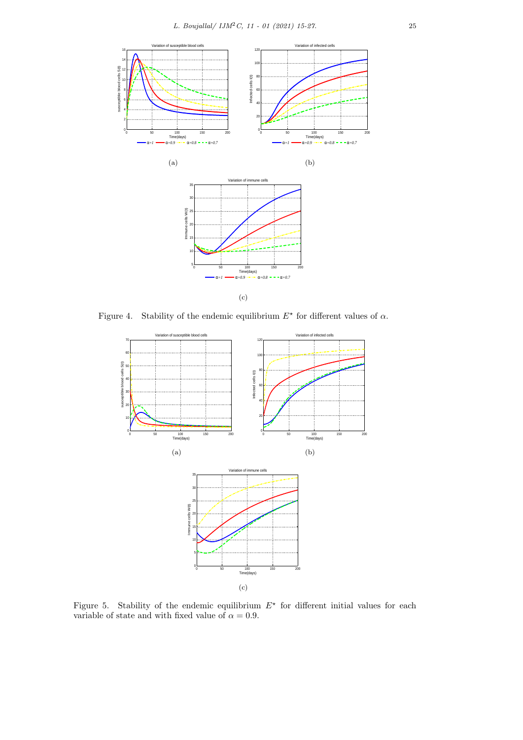Variation of susceptible blood cells

susceptible blood cells S(t)

Time(days)

α=1 α=0.9 α=0.8 α=0.7

(a)

Variation of infected cells

Infected cells I(t)

Time(days)

α=1 α=0.9 α=0.8 α=0.7

(b)

Variation of immune cells

Immune cells W(t)

Time(days)

α=1 α=0.9 α=0.8 α=0.7

(c)

Figure 4. Stability of the endemic equilibrium $E^{\star}$ for different values of $\alpha$.

Variation of susceptible blood cells

susceptible blood cells S(t)

Time(days)

(a)

Variation of infected cells

Infected cells I(t)

Time(days)

(b)

Variation of immune cells

Immune cells W(t)

Time(days)

(c)

Figure 5. Stability of the endemic equilibrium $E^{\star}$ for different initial values for each variable of state and with fixed value of $\alpha = 0.9$.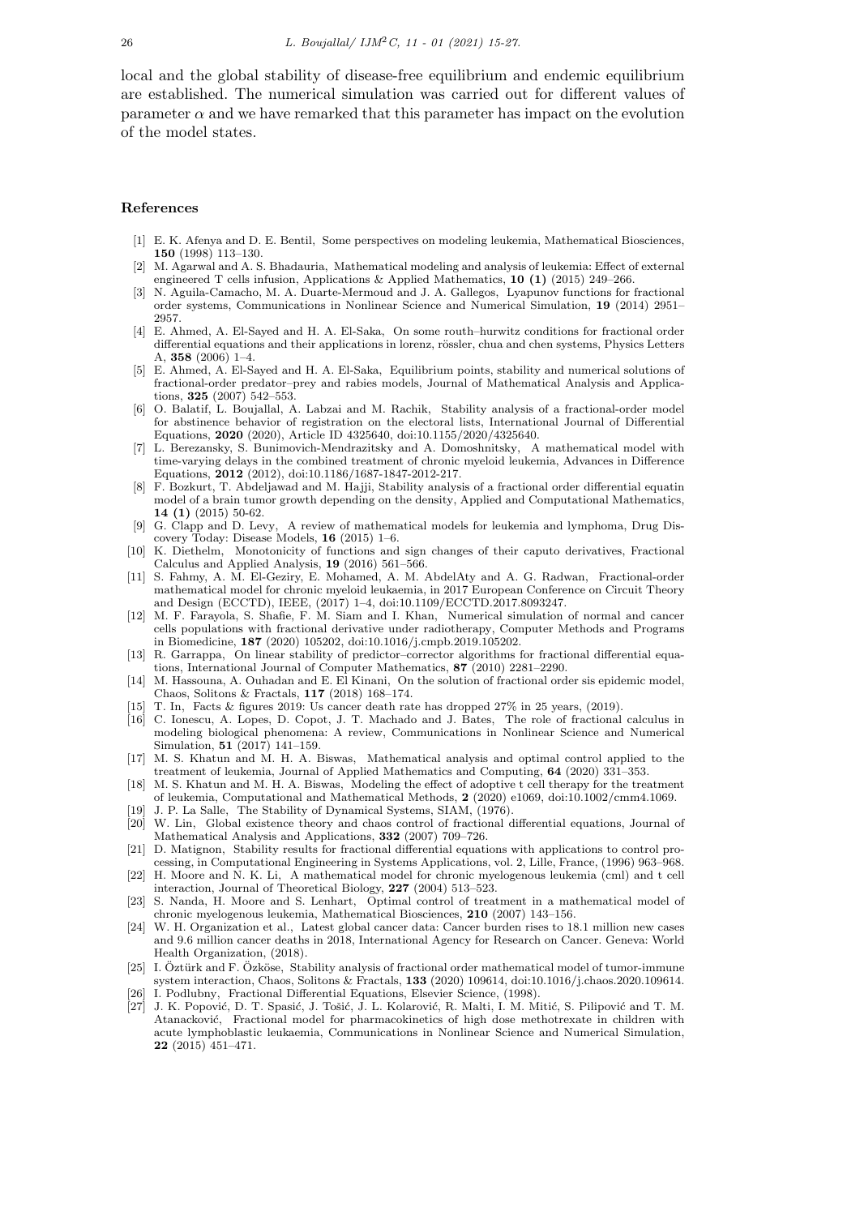local and the global stability of disease-free equilibrium and endemic equilibrium are established. The numerical simulation was carried out for different values of parameter $\alpha$ and we have remarked that this parameter has impact on the evolution of the model states.

## References

[1] E. K. Afenya and D. E. Bentil, Some perspectives on modeling leukemia, Mathematical Biosciences, **150** (1998) 113–130.

[2] M. Agarwal and A. S. Bhadauria, Mathematical modeling and analysis of leukemia: Effect of external engineered T cells infusion, Applications & Applied Mathematics, **10 (1)** (2015) 249–266.

[3] N. Aguila-Camacho, M. A. Duarte-Mermoud and J. A. Gallegos, Lyapunov functions for fractional order systems, Communications in Nonlinear Science and Numerical Simulation, **19** (2014) 2951–2957.

[4] E. Ahmed, A. El-Sayed and H. A. El-Saka, On some routh–hurwitz conditions for fractional order differential equations and their applications in lorenz, rössler, chua and chen systems, Physics Letters A, **358** (2006) 1–4.

[5] E. Ahmed, A. El-Sayed and H. A. El-Saka, Equilibrium points, stability and numerical solutions of fractional-order predator–prey and rabies models, Journal of Mathematical Analysis and Applications, **325** (2007) 542–553.

[6] O. Balatif, L. Boujallal, A. Labzai and M. Rachik, Stability analysis of a fractional-order model for abstinence behavior of registration on the electoral lists, International Journal of Differential Equations, **2020** (2020), Article ID 4325640, doi:10.1155/2020/4325640.

[7] L. Berezansky, S. Bunimovich-Mendrazitsky and A. Domoshnitsky, A mathematical model with time-varying delays in the combined treatment of chronic myeloid leukemia, Advances in Difference Equations, **2012** (2012), doi:10.1186/1687-1847-2012-217.

[8] F. Bozkurt, T. Abdeljawad and M. Hajji, Stability analysis of a fractional order differential equatin model of a brain tumor growth depending on the density, Applied and Computational Mathematics, **14 (1)** (2015) 50-62.

[9] G. Clapp and D. Levy, A review of mathematical models for leukemia and lymphoma, Drug Discovery Today: Disease Models, **16** (2015) 1–6.

[10] K. Diethelm, Monotonicity of functions and sign changes of their caputo derivatives, Fractional Calculus and Applied Analysis, **19** (2016) 561–566.

[11] S. Fahmy, A. M. El-Geziry, E. Mohamed, A. M. AbdelAty and A. G. Radwan, Fractional-order mathematical model for chronic myeloid leukaemia, in 2017 European Conference on Circuit Theory and Design (ECCTD), IEEE, (2017) 1–4, doi:10.1109/ECCTD.2017.8093247.

[12] M. F. Farayola, S. Shafie, F. M. Siam and I. Khan, Numerical simulation of normal and cancer cells populations with fractional derivative under radiotherapy, Computer Methods and Programs in Biomedicine, **187** (2020) 105202, doi:10.1016/j.cmpb.2019.105202.

[13] R. Garrappa, On linear stability of predictor–corrector algorithms for fractional differential equations, International Journal of Computer Mathematics, **87** (2010) 2281–2290.

[14] M. Hassouna, A. Ouhadan and E. El Kinani, On the solution of fractional order sis epidemic model, Chaos, Solitons & Fractals, **117** (2018) 168–174.

[15] T. In, Facts & figures 2019: Us cancer death rate has dropped 27% in 25 years, (2019).

[16] C. Ionescu, A. Lopes, D. Copot, J. T. Machado and J. Bates, The role of fractional calculus in modeling biological phenomena: A review, Communications in Nonlinear Science and Numerical Simulation, **51** (2017) 141–159.

[17] M. S. Khatun and M. H. A. Biswas, Mathematical analysis and optimal control applied to the treatment of leukemia, Journal of Applied Mathematics and Computing, **64** (2020) 331–353.

[18] M. S. Khatun and M. H. A. Biswas, Modeling the effect of adoptive t cell therapy for the treatment of leukemia, Computational and Mathematical Methods, **2** (2020) e1069, doi:10.1002/cmm4.1069.

[19] J. P. La Salle, The Stability of Dynamical Systems, SIAM, (1976).

[20] W. Lin, Global existence theory and chaos control of fractional differential equations, Journal of Mathematical Analysis and Applications, **332** (2007) 709–726.

[21] D. Matignon, Stability results for fractional differential equations with applications to control processing, in Computational Engineering in Systems Applications, vol. 2, Lille, France, (1996) 963–968.

[22] H. Moore and N. K. Li, A mathematical model for chronic myelogenous leukemia (cml) and t cell interaction, Journal of Theoretical Biology, **227** (2004) 513–523.

[23] S. Nanda, H. Moore and S. Lenhart, Optimal control of treatment in a mathematical model of chronic myelogenous leukemia, Mathematical Biosciences, **210** (2007) 143–156.

[24] W. H. Organization et al., Latest global cancer data: Cancer burden rises to 18.1 million new cases and 9.6 million cancer deaths in 2018, International Agency for Research on Cancer. Geneva: World Health Organization, (2018).

[25] I. Öztürk and F. Özköse, Stability analysis of fractional order mathematical model of tumor-immune system interaction, Chaos, Solitons & Fractals, **133** (2020) 109614, doi:10.1016/j.chaos.2020.109614.

[26] I. Podlubny, Fractional Differential Equations, Elsevier Science, (1998).

[27] J. K. Popović, D. T. Spasić, J. Tošić, J. L. Kolarović, R. Malti, I. M. Mitić, S. Pilipović and T. M. Atanacković, Fractional model for pharmacokinetics of high dose methotrexate in children with acute lymphoblastic leukaemia, Communications in Nonlinear Science and Numerical Simulation, **22** (2015) 451–471.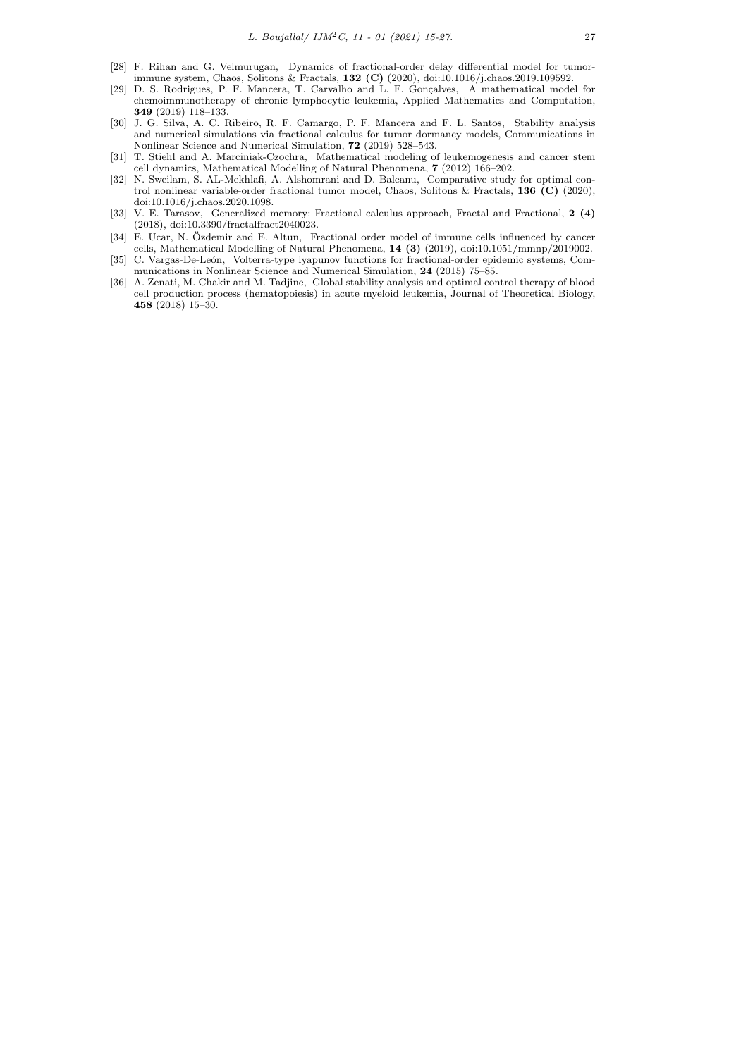[28] F. Rihan and G. Velmurugan, Dynamics of fractional-order delay differential model for tumor-immune system, Chaos, Solitons & Fractals, **132 (C)** (2020), doi:10.1016/j.chaos.2019.109592.

[29] D. S. Rodrigues, P. F. Mancera, T. Carvalho and L. F. Gonçalves, A mathematical model for chemoimmunotherapy of chronic lymphocytic leukemia, Applied Mathematics and Computation, **349** (2019) 118–133.

[30] J. G. Silva, A. C. Ribeiro, R. F. Camargo, P. F. Mancera and F. L. Santos, Stability analysis and numerical simulations via fractional calculus for tumor dormancy models, Communications in Nonlinear Science and Numerical Simulation, **72** (2019) 528–543.

[31] T. Stiehl and A. Marciniak-Czochra, Mathematical modeling of leukemogenesis and cancer stem cell dynamics, Mathematical Modelling of Natural Phenomena, **7** (2012) 166–202.

[32] N. Sweilam, S. AL-Mekhlafi, A. Alshomrani and D. Baleanu, Comparative study for optimal control nonlinear variable-order fractional tumor model, Chaos, Solitons & Fractals, **136 (C)** (2020), doi:10.1016/j.chaos.2020.1098.

[33] V. E. Tarasov, Generalized memory: Fractional calculus approach, Fractal and Fractional, **2 (4)** (2018), doi:10.3390/fractalfract2040023.

[34] E. Ucar, N. Özdemir and E. Altun, Fractional order model of immune cells influenced by cancer cells, Mathematical Modelling of Natural Phenomena, **14 (3)** (2019), doi:10.1051/mmnp/2019002.

[35] C. Vargas-De-León, Volterra-type lyapunov functions for fractional-order epidemic systems, Communications in Nonlinear Science and Numerical Simulation, **24** (2015) 75–85.

[36] A. Zenati, M. Chakir and M. Tadjine, Global stability analysis and optimal control therapy of blood cell production process (hematopoiesis) in acute myeloid leukemia, Journal of Theoretical Biology, **458** (2018) 15–30.